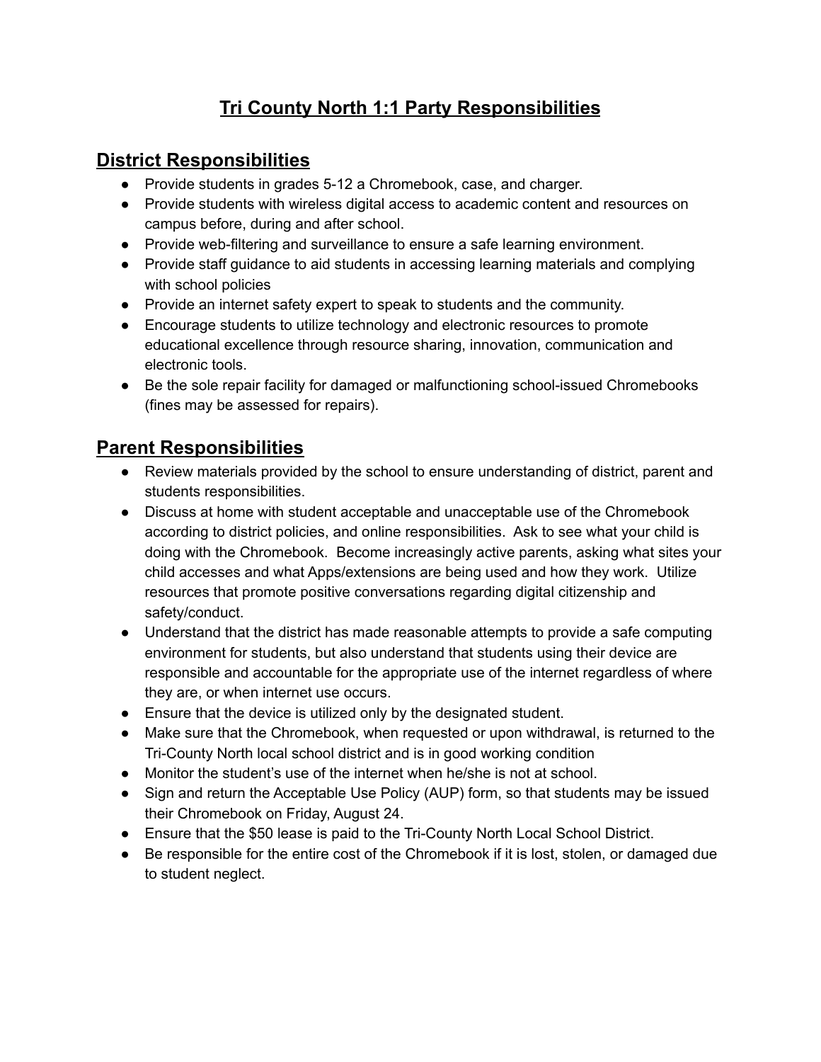# Tri County North 1:1 Party Responsibilities

## District Responsibilities

- Provide students in grades 5-12 a Chromebook, case, and charger.
- Provide students with wireless digital access to academic content and resources on campus before, during and after school.
- Provide web-filtering and surveillance to ensure a safe learning environment.
- Provide staff guidance to aid students in accessing learning materials and complying with school policies
- Provide an internet safety expert to speak to students and the community.
- Encourage students to utilize technology and electronic resources to promote educational excellence through resource sharing, innovation, communication and electronic tools.
- Be the sole repair facility for damaged or malfunctioning school-issued Chromebooks (fines may be assessed for repairs).

## Parent Responsibilities

- Review materials provided by the school to ensure understanding of district, parent and students responsibilities.
- Discuss at home with student acceptable and unacceptable use of the Chromebook according to district policies, and online responsibilities. Ask to see what your child is doing with the Chromebook. Become increasingly active parents, asking what sites your child accesses and what Apps/extensions are being used and how they work. Utilize resources that promote positive conversations regarding digital citizenship and safety/conduct.
- Understand that the district has made reasonable attempts to provide a safe computing environment for students, but also understand that students using their device are responsible and accountable for the appropriate use of the internet regardless of where they are, or when internet use occurs.
- Ensure that the device is utilized only by the designated student.
- Make sure that the Chromebook, when requested or upon withdrawal, is returned to the Tri-County North local school district and is in good working condition
- Monitor the student's use of the internet when he/she is not at school.
- Sign and return the Acceptable Use Policy (AUP) form, so that students may be issued their Chromebook on Friday, August 24.
- Ensure that the $50 lease is paid to the Tri-County North Local School District.
- Be responsible for the entire cost of the Chromebook if it is lost, stolen, or damaged due to student neglect.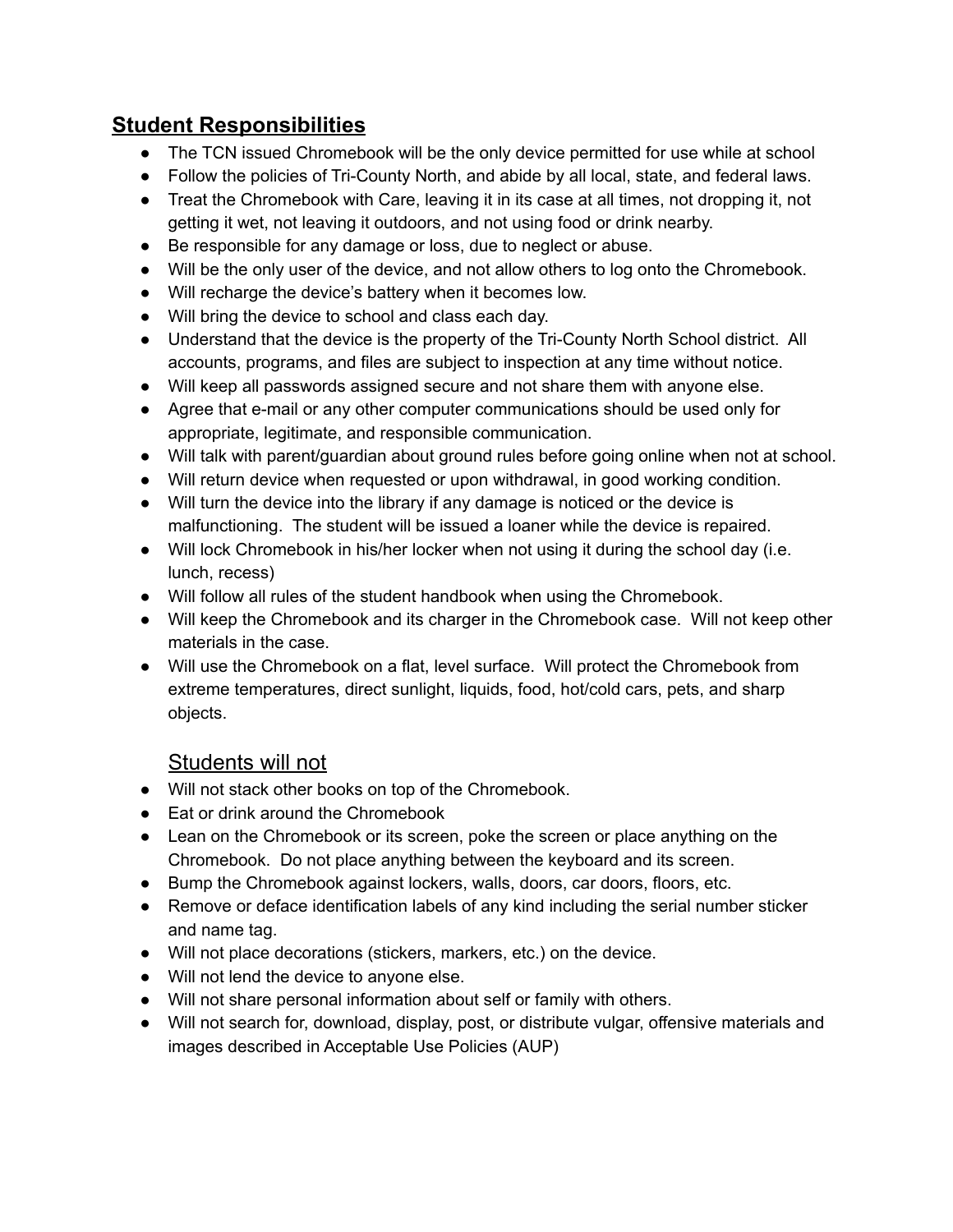## **Student Responsibilities**

- The TCN issued Chromebook will be the only device permitted for use while at school
- Follow the policies of Tri-County North, and abide by all local, state, and federal laws.
- Treat the Chromebook with Care, leaving it in its case at all times, not dropping it, not getting it wet, not leaving it outdoors, and not using food or drink nearby.
- Be responsible for any damage or loss, due to neglect or abuse.
- Will be the only user of the device, and not allow others to log onto the Chromebook.
- Will recharge the device's battery when it becomes low.
- Will bring the device to school and class each day.
- Understand that the device is the property of the Tri-County North School district. All accounts, programs, and files are subject to inspection at any time without notice.
- Will keep all passwords assigned secure and not share them with anyone else.
- Agree that e-mail or any other computer communications should be used only for appropriate, legitimate, and responsible communication.
- Will talk with parent/guardian about ground rules before going online when not at school.
- Will return device when requested or upon withdrawal, in good working condition.
- Will turn the device into the library if any damage is noticed or the device is malfunctioning. The student will be issued a loaner while the device is repaired.
- Will lock Chromebook in his/her locker when not using it during the school day (i.e. lunch, recess)
- Will follow all rules of the student handbook when using the Chromebook.
- Will keep the Chromebook and its charger in the Chromebook case. Will not keep other materials in the case.
- Will use the Chromebook on a flat, level surface. Will protect the Chromebook from extreme temperatures, direct sunlight, liquids, food, hot/cold cars, pets, and sharp objects.

### Students will not

- Will not stack other books on top of the Chromebook.
- Eat or drink around the Chromebook
- Lean on the Chromebook or its screen, poke the screen or place anything on the Chromebook. Do not place anything between the keyboard and its screen.
- Bump the Chromebook against lockers, walls, doors, car doors, floors, etc.
- Remove or deface identification labels of any kind including the serial number sticker and name tag.
- Will not place decorations (stickers, markers, etc.) on the device.
- Will not lend the device to anyone else.
- Will not share personal information about self or family with others.
- Will not search for, download, display, post, or distribute vulgar, offensive materials and images described in Acceptable Use Policies (AUP)